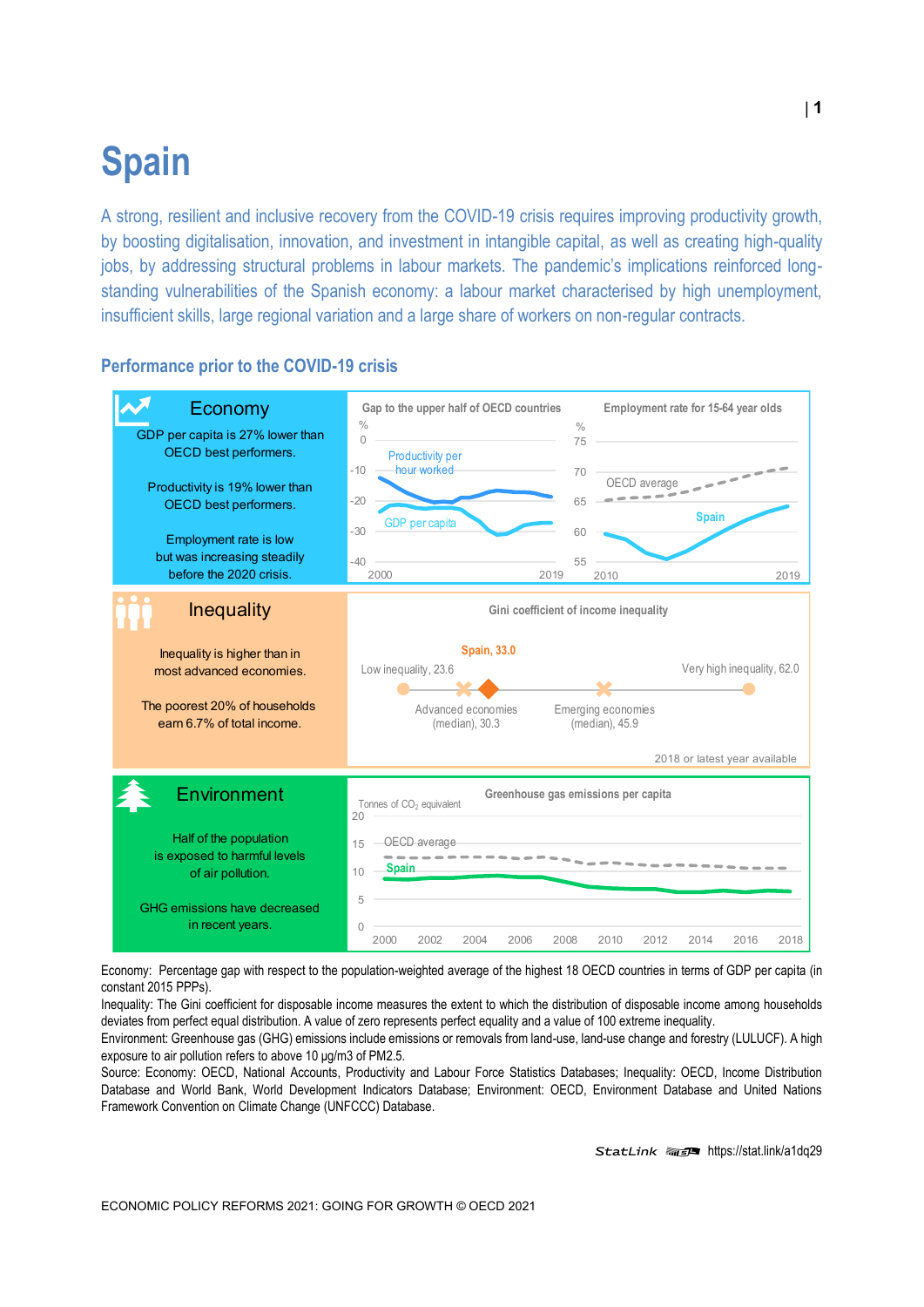# Spain

A strong, resilient and inclusive recovery from the COVID-19 crisis requires improving productivity growth, by boosting digitalisation, innovation, and investment in intangible capital, as well as creating high-quality jobs, by addressing structural problems in labour markets. The pandemic's implications reinforced long-standing vulnerabilities of the Spanish economy: a labour market characterised by high unemployment, insufficient skills, large regional variation and a large share of workers on non-regular contracts.

## Performance prior to the COVID-19 crisis

### Economy

GDP per capita is 27% lower than OECD best performers.

Productivity is 19% lower than OECD best performers.

Employment rate is low but was increasing steadily before the 2020 crisis.

**Gap to the upper half of OECD countries** (%): Productivity per hour worked; GDP per capita (2000–2019)

**Employment rate for 15-64 year olds** (%): OECD average; Spain (2010–2019)

### Inequality

Inequality is higher than in most advanced economies.

The poorest 20% of households earn 6.7% of total income.

**Gini coefficient of income inequality**

Low inequality, 23.6; Advanced economies (median), 30.3; Spain, 33.0; Emerging economies (median), 45.9; Very high inequality, 62.0

2018 or latest year available

### Environment

Half of the population is exposed to harmful levels of air pollution.

GHG emissions have decreased in recent years.

**Greenhouse gas emissions per capita** (Tonnes of $CO_2$ equivalent): OECD average; Spain (2000–2018)

Economy: Percentage gap with respect to the population-weighted average of the highest 18 OECD countries in terms of GDP per capita (in constant 2015 PPPs).
Inequality: The Gini coefficient for disposable income measures the extent to which the distribution of disposable income among households deviates from perfect equal distribution. A value of zero represents perfect equality and a value of 100 extreme inequality.
Environment: Greenhouse gas (GHG) emissions include emissions or removals from land-use, land-use change and forestry (LULUCF). A high exposure to air pollution refers to above 10 μg/m3 of PM2.5.
Source: Economy: OECD, National Accounts, Productivity and Labour Force Statistics Databases; Inequality: OECD, Income Distribution Database and World Bank, World Development Indicators Database; Environment: OECD, Environment Database and United Nations Framework Convention on Climate Change (UNFCCC) Database.

StatLink https://stat.link/a1dq29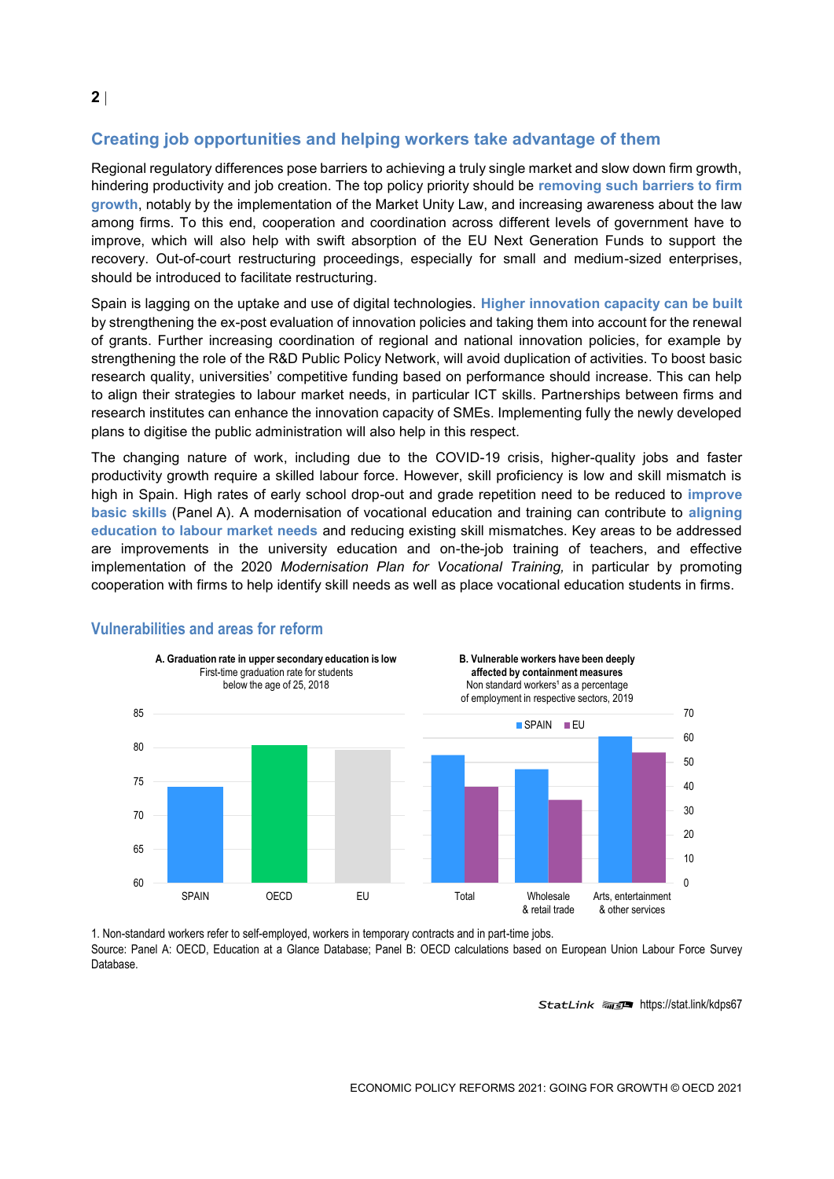## Creating job opportunities and helping workers take advantage of them

Regional regulatory differences pose barriers to achieving a truly single market and slow down firm growth, hindering productivity and job creation. The top policy priority should be **removing such barriers to firm growth**, notably by the implementation of the Market Unity Law, and increasing awareness about the law among firms. To this end, cooperation and coordination across different levels of government have to improve, which will also help with swift absorption of the EU Next Generation Funds to support the recovery. Out-of-court restructuring proceedings, especially for small and medium-sized enterprises, should be introduced to facilitate restructuring.

Spain is lagging on the uptake and use of digital technologies. **Higher innovation capacity can be built** by strengthening the ex-post evaluation of innovation policies and taking them into account for the renewal of grants. Further increasing coordination of regional and national innovation policies, for example by strengthening the role of the R&D Public Policy Network, will avoid duplication of activities. To boost basic research quality, universities' competitive funding based on performance should increase. This can help to align their strategies to labour market needs, in particular ICT skills. Partnerships between firms and research institutes can enhance the innovation capacity of SMEs. Implementing fully the newly developed plans to digitise the public administration will also help in this respect.

The changing nature of work, including due to the COVID-19 crisis, higher-quality jobs and faster productivity growth require a skilled labour force. However, skill proficiency is low and skill mismatch is high in Spain. High rates of early school drop-out and grade repetition need to be reduced to **improve basic skills** (Panel A). A modernisation of vocational education and training can contribute to **aligning education to labour market needs** and reducing existing skill mismatches. Key areas to be addressed are improvements in the university education and on-the-job training of teachers, and effective implementation of the 2020 *Modernisation Plan for Vocational Training,* in particular by promoting cooperation with firms to help identify skill needs as well as place vocational education students in firms.

### Vulnerabilities and areas for reform

**A. Graduation rate in upper secondary education is low**
First-time graduation rate for students below the age of 25, 2018

**B. Vulnerable workers have been deeply affected by containment measures**
Non standard workers[1] as a percentage of employment in respective sectors, 2019

1. Non-standard workers refer to self-employed, workers in temporary contracts and in part-time jobs.

Source: Panel A: OECD, Education at a Glance Database; Panel B: OECD calculations based on European Union Labour Force Survey Database.

StatLink https://stat.link/kdps67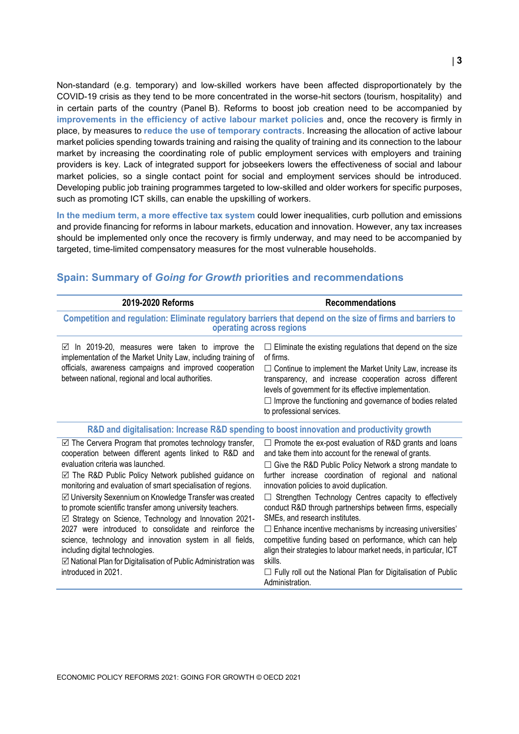Non-standard (e.g. temporary) and low-skilled workers have been affected disproportionately by the COVID-19 crisis as they tend to be more concentrated in the worse-hit sectors (tourism, hospitality) and in certain parts of the country (Panel B). Reforms to boost job creation need to be accompanied by **improvements in the efficiency of active labour market policies** and, once the recovery is firmly in place, by measures to **reduce the use of temporary contracts**. Increasing the allocation of active labour market policies spending towards training and raising the quality of training and its connection to the labour market by increasing the coordinating role of public employment services with employers and training providers is key. Lack of integrated support for jobseekers lowers the effectiveness of social and labour market policies, so a single contact point for social and employment services should be introduced. Developing public job training programmes targeted to low-skilled and older workers for specific purposes, such as promoting ICT skills, can enable the upskilling of workers.

**In the medium term, a more effective tax system** could lower inequalities, curb pollution and emissions and provide financing for reforms in labour markets, education and innovation. However, any tax increases should be implemented only once the recovery is firmly underway, and may need to be accompanied by targeted, time-limited compensatory measures for the most vulnerable households.

## Spain: Summary of *Going for Growth* priorities and recommendations

| 2019-2020 Reforms | Recommendations |
|---|---|
| **Competition and regulation: Eliminate regulatory barriers that depend on the size of firms and barriers to operating across regions** | |
| ☑ In 2019-20, measures were taken to improve the implementation of the Market Unity Law, including training of officials, awareness campaigns and improved cooperation between national, regional and local authorities. | ☐ Eliminate the existing regulations that depend on the size of firms.<br>☐ Continue to implement the Market Unity Law, increase its transparency, and increase cooperation across different levels of government for its effective implementation.<br>☐ Improve the functioning and governance of bodies related to professional services. |
| **R&D and digitalisation: Increase R&D spending to boost innovation and productivity growth** | |
| ☑ The Cervera Program that promotes technology transfer, cooperation between different agents linked to R&D and evaluation criteria was launched.<br>☑ The R&D Public Policy Network published guidance on monitoring and evaluation of smart specialisation of regions.<br>☑ University Sexennium on Knowledge Transfer was created to promote scientific transfer among university teachers.<br>☑ Strategy on Science, Technology and Innovation 2021-2027 were introduced to consolidate and reinforce the science, technology and innovation system in all fields, including digital technologies.<br>☑ National Plan for Digitalisation of Public Administration was introduced in 2021. | ☐ Promote the ex-post evaluation of R&D grants and loans and take them into account for the renewal of grants.<br>☐ Give the R&D Public Policy Network a strong mandate to further increase coordination of regional and national innovation policies to avoid duplication.<br>☐ Strengthen Technology Centres capacity to effectively conduct R&D through partnerships between firms, especially SMEs, and research institutes.<br>☐ Enhance incentive mechanisms by increasing universities' competitive funding based on performance, which can help align their strategies to labour market needs, in particular, ICT skills.<br>☐ Fully roll out the National Plan for Digitalisation of Public Administration. |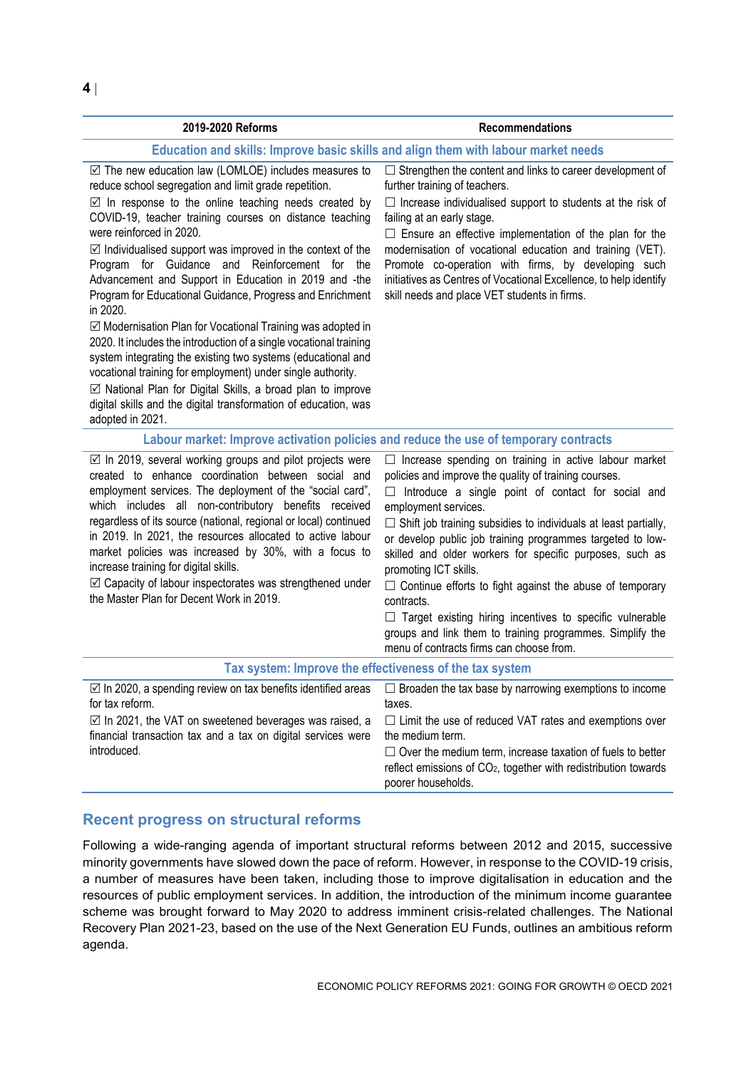| 2019-2020 Reforms | Recommendations |
|---|---|
| **Education and skills: Improve basic skills and align them with labour market needs** | |
| ☑ The new education law (LOMLOE) includes measures to reduce school segregation and limit grade repetition.<br>☑ In response to the online teaching needs created by COVID-19, teacher training courses on distance teaching were reinforced in 2020.<br>☑ Individualised support was improved in the context of the Program for Guidance and Reinforcement for the Advancement and Support in Education in 2019 and -the Program for Educational Guidance, Progress and Enrichment in 2020.<br>☑ Modernisation Plan for Vocational Training was adopted in 2020. It includes the introduction of a single vocational training system integrating the existing two systems (educational and vocational training for employment) under single authority.<br>☑ National Plan for Digital Skills, a broad plan to improve digital skills and the digital transformation of education, was adopted in 2021. | ☐ Strengthen the content and links to career development of further training of teachers.<br>☐ Increase individualised support to students at the risk of failing at an early stage.<br>☐ Ensure an effective implementation of the plan for the modernisation of vocational education and training (VET). Promote co-operation with firms, by developing such initiatives as Centres of Vocational Excellence, to help identify skill needs and place VET students in firms. |
| **Labour market: Improve activation policies and reduce the use of temporary contracts** | |
| ☑ In 2019, several working groups and pilot projects were created to enhance coordination between social and employment services. The deployment of the "social card", which includes all non-contributory benefits received regardless of its source (national, regional or local) continued in 2019. In 2021, the resources allocated to active labour market policies was increased by 30%, with a focus to increase training for digital skills.<br>☑ Capacity of labour inspectorates was strengthened under the Master Plan for Decent Work in 2019. | ☐ Increase spending on training in active labour market policies and improve the quality of training courses.<br>☐ Introduce a single point of contact for social and employment services.<br>☐ Shift job training subsidies to individuals at least partially, or develop public job training programmes targeted to low-skilled and older workers for specific purposes, such as promoting ICT skills.<br>☐ Continue efforts to fight against the abuse of temporary contracts.<br>☐ Target existing hiring incentives to specific vulnerable groups and link them to training programmes. Simplify the menu of contracts firms can choose from. |
| **Tax system: Improve the effectiveness of the tax system** | |
| ☑ In 2020, a spending review on tax benefits identified areas for tax reform.<br>☑ In 2021, the VAT on sweetened beverages was raised, a financial transaction tax and a tax on digital services were introduced. | ☐ Broaden the tax base by narrowing exemptions to income taxes.<br>☐ Limit the use of reduced VAT rates and exemptions over the medium term.<br>☐ Over the medium term, increase taxation of fuels to better reflect emissions of $CO_2$, together with redistribution towards poorer households. |

## Recent progress on structural reforms

Following a wide-ranging agenda of important structural reforms between 2012 and 2015, successive minority governments have slowed down the pace of reform. However, in response to the COVID-19 crisis, a number of measures have been taken, including those to improve digitalisation in education and the resources of public employment services. In addition, the introduction of the minimum income guarantee scheme was brought forward to May 2020 to address imminent crisis-related challenges. The National Recovery Plan 2021-23, based on the use of the Next Generation EU Funds, outlines an ambitious reform agenda.